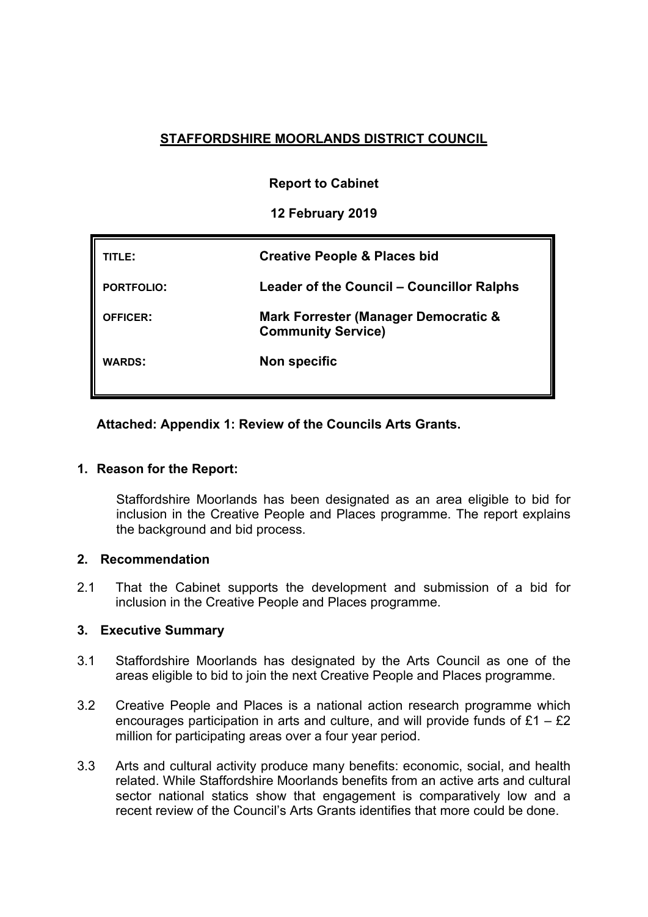**STAFFORDSHIRE MOORLANDS DISTRICT COUNCIL**

**Report to Cabinet**

**12 February 2019**

| | |
|---|---|
| **TITLE:** | **Creative People & Places bid** |
| **PORTFOLIO:** | **Leader of the Council – Councillor Ralphs** |
| **OFFICER:** | **Mark Forrester (Manager Democratic & Community Service)** |
| **WARDS:** | **Non specific** |

**Attached: Appendix 1: Review of the Councils Arts Grants.**

## 1. Reason for the Report:

Staffordshire Moorlands has been designated as an area eligible to bid for inclusion in the Creative People and Places programme. The report explains the background and bid process.

## 2. Recommendation

2.1 That the Cabinet supports the development and submission of a bid for inclusion in the Creative People and Places programme.

## 3. Executive Summary

3.1 Staffordshire Moorlands has designated by the Arts Council as one of the areas eligible to bid to join the next Creative People and Places programme.

3.2 Creative People and Places is a national action research programme which encourages participation in arts and culture, and will provide funds of £1 – £2 million for participating areas over a four year period.

3.3 Arts and cultural activity produce many benefits: economic, social, and health related. While Staffordshire Moorlands benefits from an active arts and cultural sector national statics show that engagement is comparatively low and a recent review of the Council's Arts Grants identifies that more could be done.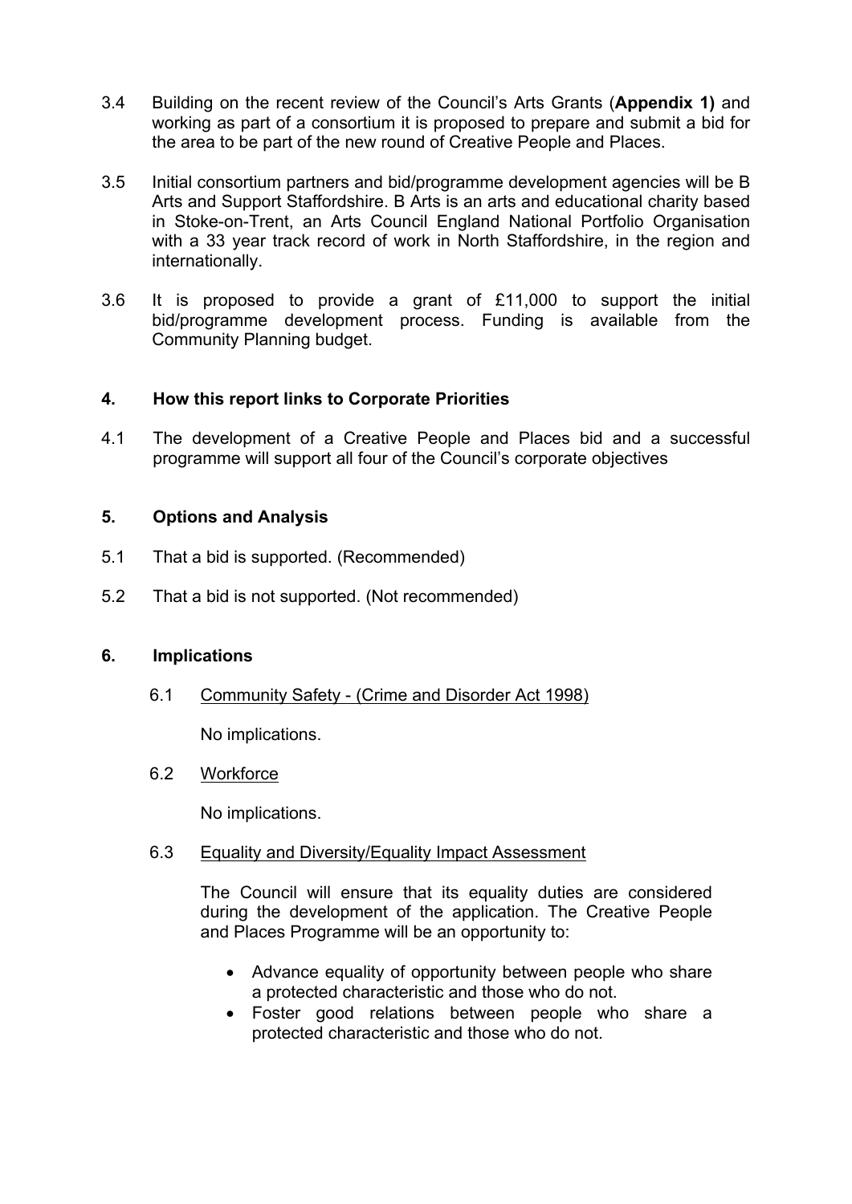3.4 Building on the recent review of the Council's Arts Grants (**Appendix 1)** and working as part of a consortium it is proposed to prepare and submit a bid for the area to be part of the new round of Creative People and Places.

3.5 Initial consortium partners and bid/programme development agencies will be B Arts and Support Staffordshire. B Arts is an arts and educational charity based in Stoke-on-Trent, an Arts Council England National Portfolio Organisation with a 33 year track record of work in North Staffordshire, in the region and internationally.

3.6 It is proposed to provide a grant of £11,000 to support the initial bid/programme development process. Funding is available from the Community Planning budget.

## 4. How this report links to Corporate Priorities

4.1 The development of a Creative People and Places bid and a successful programme will support all four of the Council's corporate objectives

## 5. Options and Analysis

5.1 That a bid is supported. (Recommended)

5.2 That a bid is not supported. (Not recommended)

## 6. Implications

6.1 Community Safety - (Crime and Disorder Act 1998)

No implications.

6.2 Workforce

No implications.

6.3 Equality and Diversity/Equality Impact Assessment

The Council will ensure that its equality duties are considered during the development of the application. The Creative People and Places Programme will be an opportunity to:

- Advance equality of opportunity between people who share a protected characteristic and those who do not.
- Foster good relations between people who share a protected characteristic and those who do not.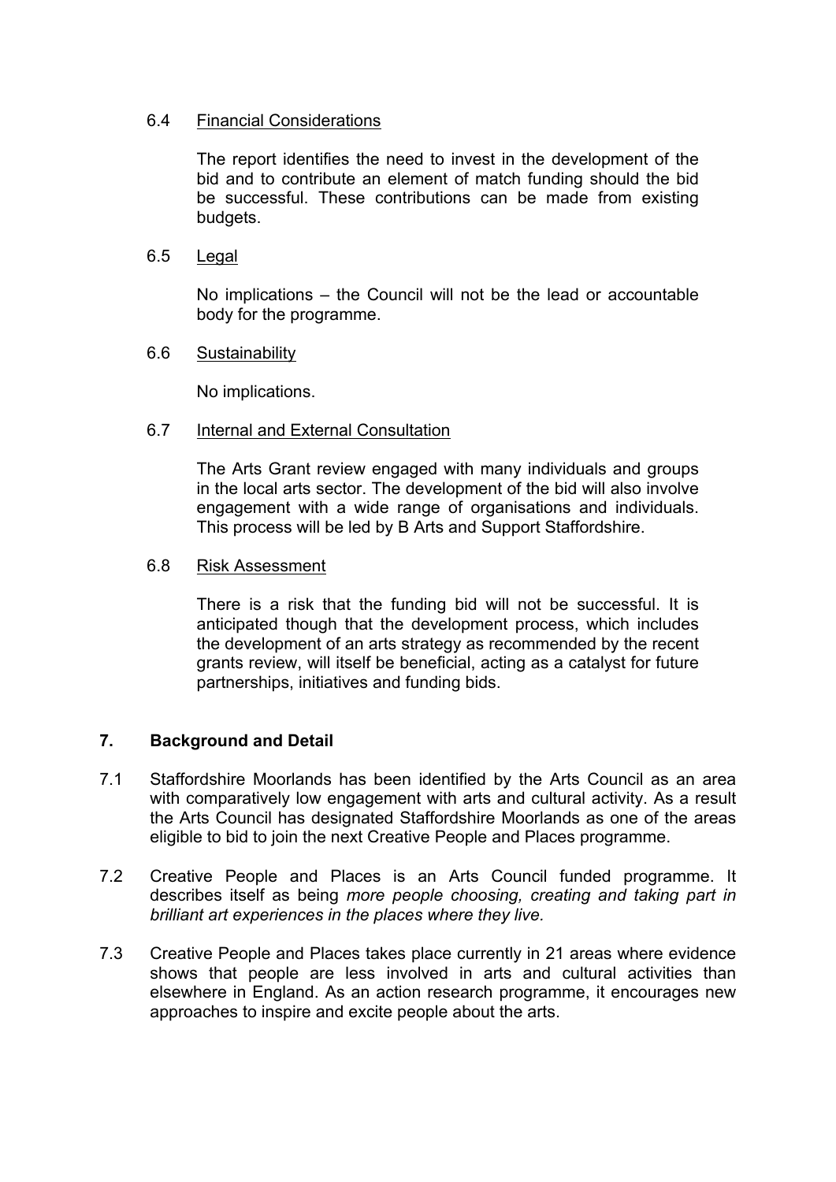6.4 Financial Considerations

The report identifies the need to invest in the development of the bid and to contribute an element of match funding should the bid be successful. These contributions can be made from existing budgets.

6.5 Legal

No implications – the Council will not be the lead or accountable body for the programme.

6.6 Sustainability

No implications.

6.7 Internal and External Consultation

The Arts Grant review engaged with many individuals and groups in the local arts sector. The development of the bid will also involve engagement with a wide range of organisations and individuals. This process will be led by B Arts and Support Staffordshire.

6.8 Risk Assessment

There is a risk that the funding bid will not be successful. It is anticipated though that the development process, which includes the development of an arts strategy as recommended by the recent grants review, will itself be beneficial, acting as a catalyst for future partnerships, initiatives and funding bids.

## 7. Background and Detail

7.1 Staffordshire Moorlands has been identified by the Arts Council as an area with comparatively low engagement with arts and cultural activity. As a result the Arts Council has designated Staffordshire Moorlands as one of the areas eligible to bid to join the next Creative People and Places programme.

7.2 Creative People and Places is an Arts Council funded programme. It describes itself as being *more people choosing, creating and taking part in brilliant art experiences in the places where they live.*

7.3 Creative People and Places takes place currently in 21 areas where evidence shows that people are less involved in arts and cultural activities than elsewhere in England. As an action research programme, it encourages new approaches to inspire and excite people about the arts.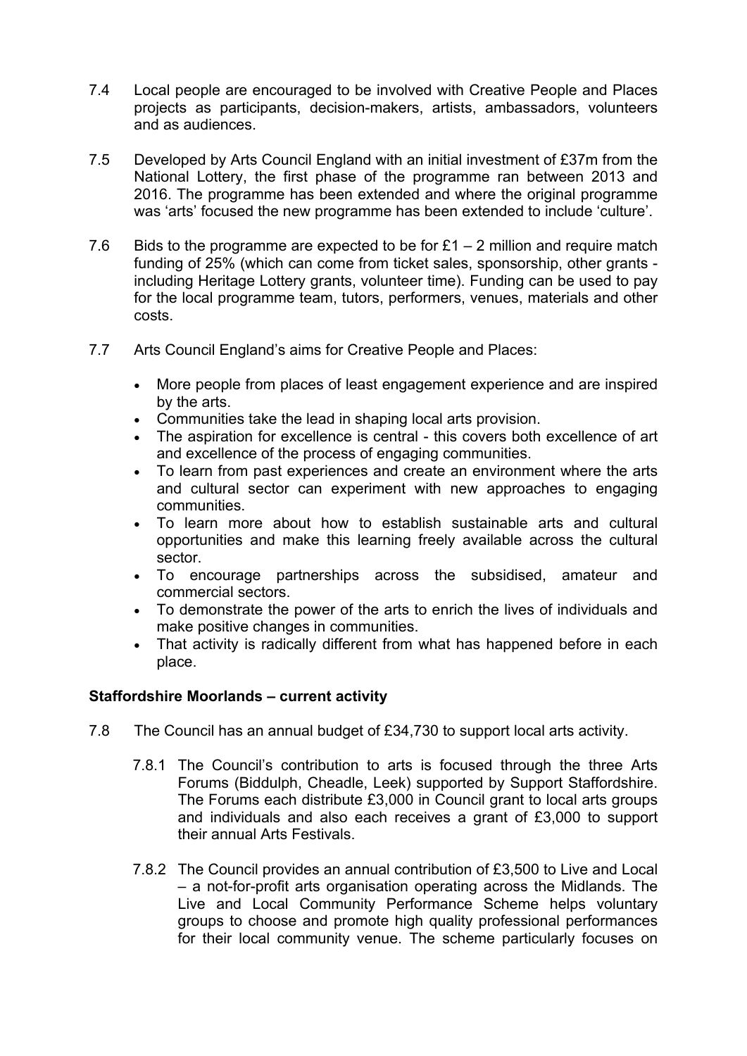7.4 Local people are encouraged to be involved with Creative People and Places projects as participants, decision-makers, artists, ambassadors, volunteers and as audiences.

7.5 Developed by Arts Council England with an initial investment of £37m from the National Lottery, the first phase of the programme ran between 2013 and 2016. The programme has been extended and where the original programme was 'arts' focused the new programme has been extended to include 'culture'.

7.6 Bids to the programme are expected to be for £1 – 2 million and require match funding of 25% (which can come from ticket sales, sponsorship, other grants - including Heritage Lottery grants, volunteer time). Funding can be used to pay for the local programme team, tutors, performers, venues, materials and other costs.

7.7 Arts Council England's aims for Creative People and Places:

- More people from places of least engagement experience and are inspired by the arts.
- Communities take the lead in shaping local arts provision.
- The aspiration for excellence is central - this covers both excellence of art and excellence of the process of engaging communities.
- To learn from past experiences and create an environment where the arts and cultural sector can experiment with new approaches to engaging communities.
- To learn more about how to establish sustainable arts and cultural opportunities and make this learning freely available across the cultural sector.
- To encourage partnerships across the subsidised, amateur and commercial sectors.
- To demonstrate the power of the arts to enrich the lives of individuals and make positive changes in communities.
- That activity is radically different from what has happened before in each place.

**Staffordshire Moorlands – current activity**

7.8 The Council has an annual budget of £34,730 to support local arts activity.

7.8.1 The Council's contribution to arts is focused through the three Arts Forums (Biddulph, Cheadle, Leek) supported by Support Staffordshire. The Forums each distribute £3,000 in Council grant to local arts groups and individuals and also each receives a grant of £3,000 to support their annual Arts Festivals.

7.8.2 The Council provides an annual contribution of £3,500 to Live and Local – a not-for-profit arts organisation operating across the Midlands. The Live and Local Community Performance Scheme helps voluntary groups to choose and promote high quality professional performances for their local community venue. The scheme particularly focuses on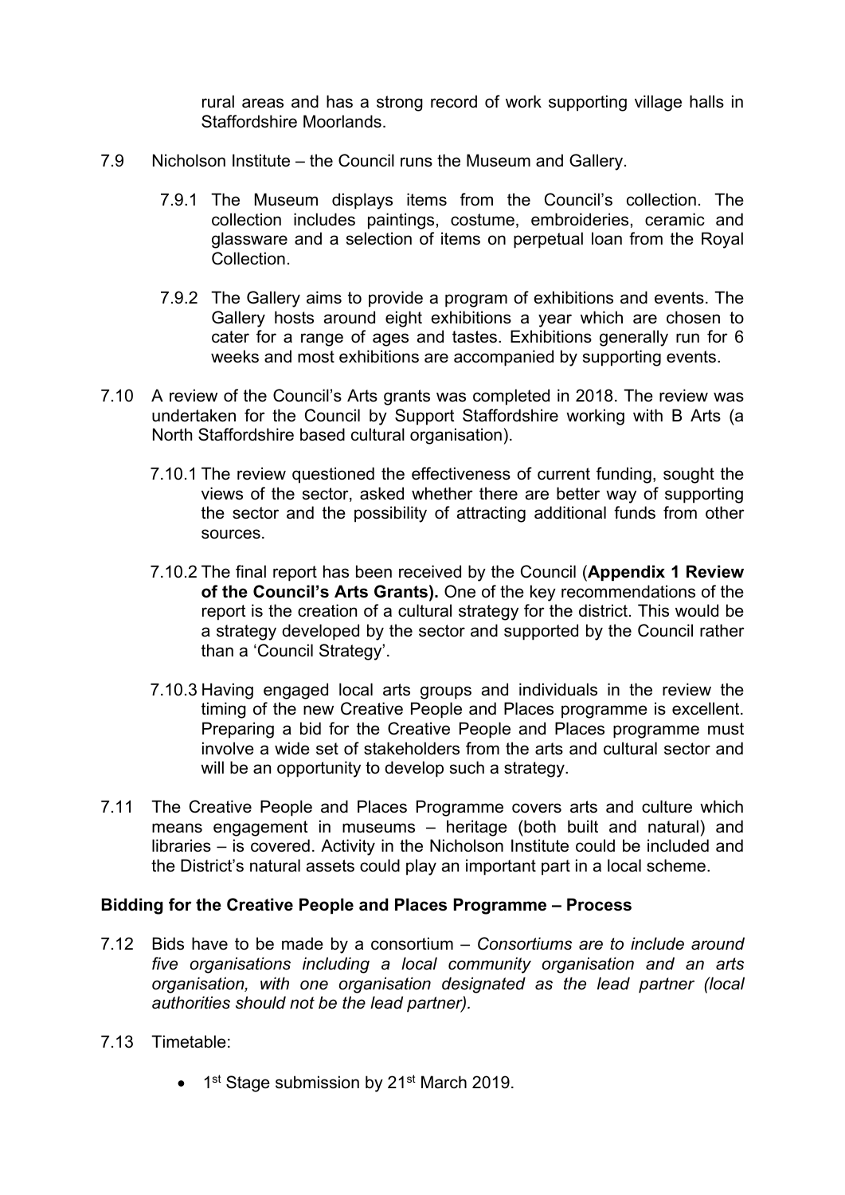rural areas and has a strong record of work supporting village halls in Staffordshire Moorlands.

7.9 Nicholson Institute – the Council runs the Museum and Gallery.

7.9.1 The Museum displays items from the Council's collection. The collection includes paintings, costume, embroideries, ceramic and glassware and a selection of items on perpetual loan from the Royal Collection.

7.9.2 The Gallery aims to provide a program of exhibitions and events. The Gallery hosts around eight exhibitions a year which are chosen to cater for a range of ages and tastes. Exhibitions generally run for 6 weeks and most exhibitions are accompanied by supporting events.

7.10 A review of the Council's Arts grants was completed in 2018. The review was undertaken for the Council by Support Staffordshire working with B Arts (a North Staffordshire based cultural organisation).

7.10.1 The review questioned the effectiveness of current funding, sought the views of the sector, asked whether there are better way of supporting the sector and the possibility of attracting additional funds from other sources.

7.10.2 The final report has been received by the Council (**Appendix 1 Review of the Council's Arts Grants).** One of the key recommendations of the report is the creation of a cultural strategy for the district. This would be a strategy developed by the sector and supported by the Council rather than a 'Council Strategy'.

7.10.3 Having engaged local arts groups and individuals in the review the timing of the new Creative People and Places programme is excellent. Preparing a bid for the Creative People and Places programme must involve a wide set of stakeholders from the arts and cultural sector and will be an opportunity to develop such a strategy.

7.11 The Creative People and Places Programme covers arts and culture which means engagement in museums – heritage (both built and natural) and libraries – is covered. Activity in the Nicholson Institute could be included and the District's natural assets could play an important part in a local scheme.

**Bidding for the Creative People and Places Programme – Process**

7.12 Bids have to be made by a consortium – *Consortiums are to include around five organisations including a local community organisation and an arts organisation, with one organisation designated as the lead partner (local authorities should not be the lead partner).*

7.13 Timetable:

- 1st Stage submission by 21st March 2019.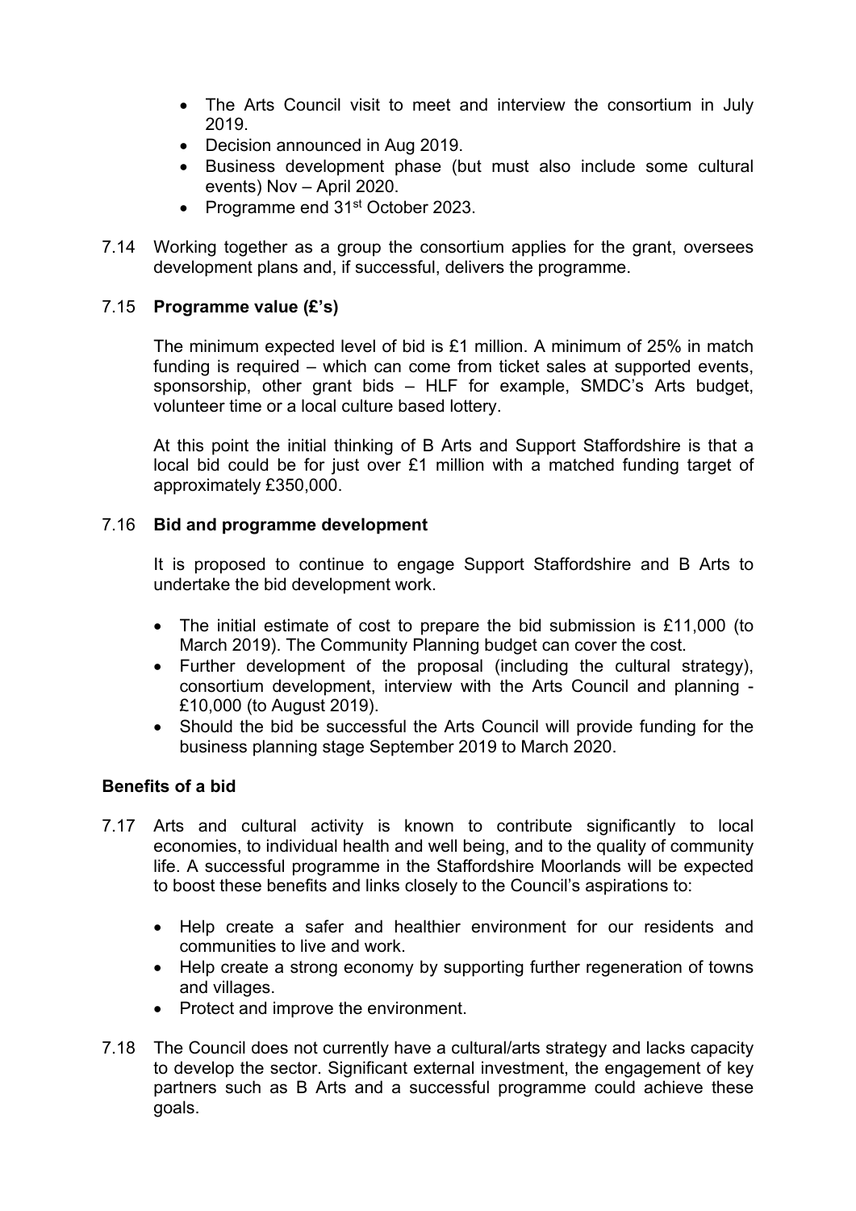- The Arts Council visit to meet and interview the consortium in July 2019.
- Decision announced in Aug 2019.
- Business development phase (but must also include some cultural events) Nov – April 2020.
- Programme end 31st October 2023.

7.14 Working together as a group the consortium applies for the grant, oversees development plans and, if successful, delivers the programme.

7.15 **Programme value (£'s)**

The minimum expected level of bid is £1 million. A minimum of 25% in match funding is required – which can come from ticket sales at supported events, sponsorship, other grant bids – HLF for example, SMDC's Arts budget, volunteer time or a local culture based lottery.

At this point the initial thinking of B Arts and Support Staffordshire is that a local bid could be for just over £1 million with a matched funding target of approximately £350,000.

7.16 **Bid and programme development**

It is proposed to continue to engage Support Staffordshire and B Arts to undertake the bid development work.

- The initial estimate of cost to prepare the bid submission is £11,000 (to March 2019). The Community Planning budget can cover the cost.
- Further development of the proposal (including the cultural strategy), consortium development, interview with the Arts Council and planning - £10,000 (to August 2019).
- Should the bid be successful the Arts Council will provide funding for the business planning stage September 2019 to March 2020.

**Benefits of a bid**

7.17 Arts and cultural activity is known to contribute significantly to local economies, to individual health and well being, and to the quality of community life. A successful programme in the Staffordshire Moorlands will be expected to boost these benefits and links closely to the Council's aspirations to:

- Help create a safer and healthier environment for our residents and communities to live and work.
- Help create a strong economy by supporting further regeneration of towns and villages.
- Protect and improve the environment.

7.18 The Council does not currently have a cultural/arts strategy and lacks capacity to develop the sector. Significant external investment, the engagement of key partners such as B Arts and a successful programme could achieve these goals.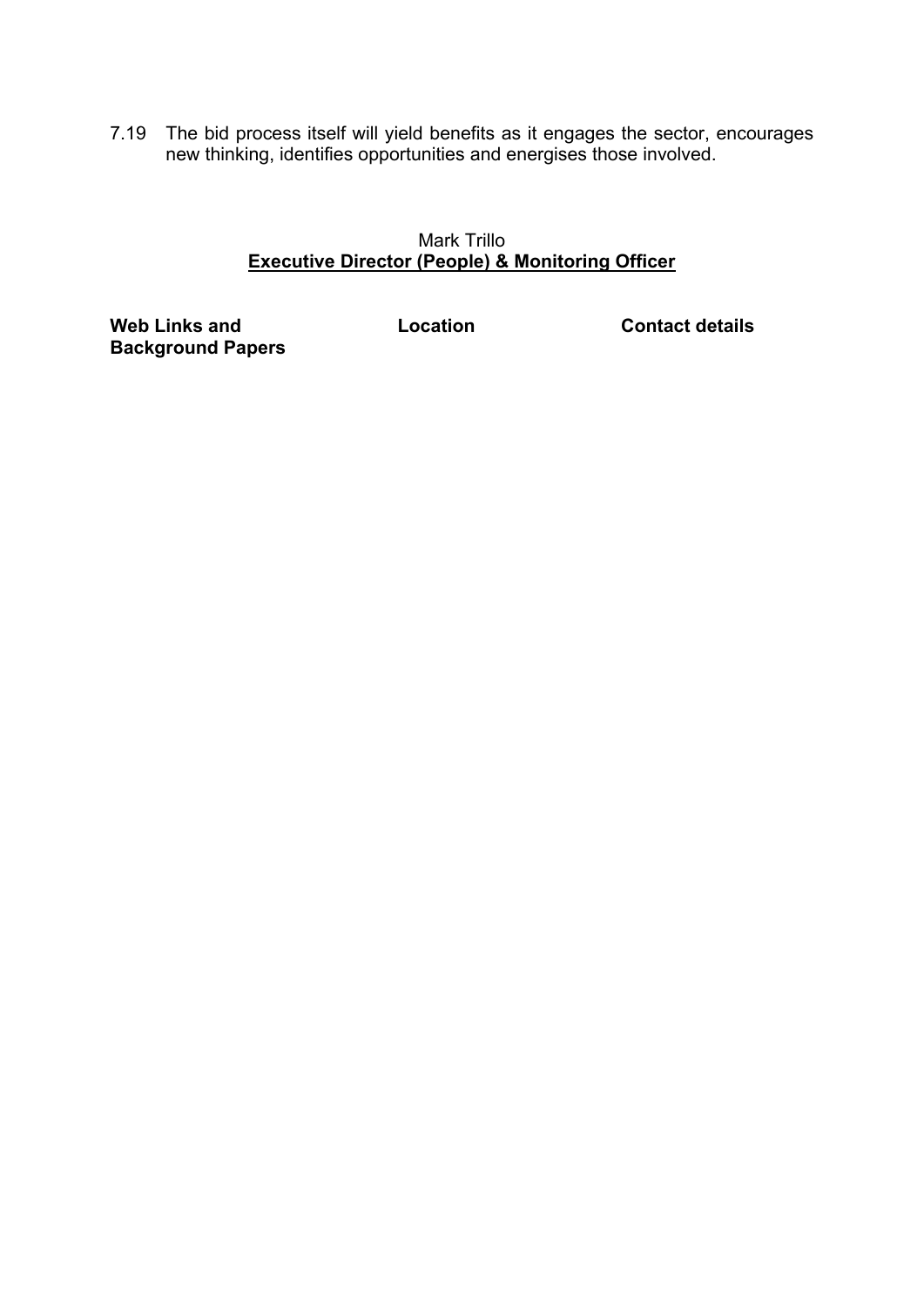7.19 The bid process itself will yield benefits as it engages the sector, encourages new thinking, identifies opportunities and energises those involved.

Mark Trillo
**Executive Director (People) & Monitoring Officer**

| **Web Links and Background Papers** | **Location** | **Contact details** |
| --- | --- | --- |